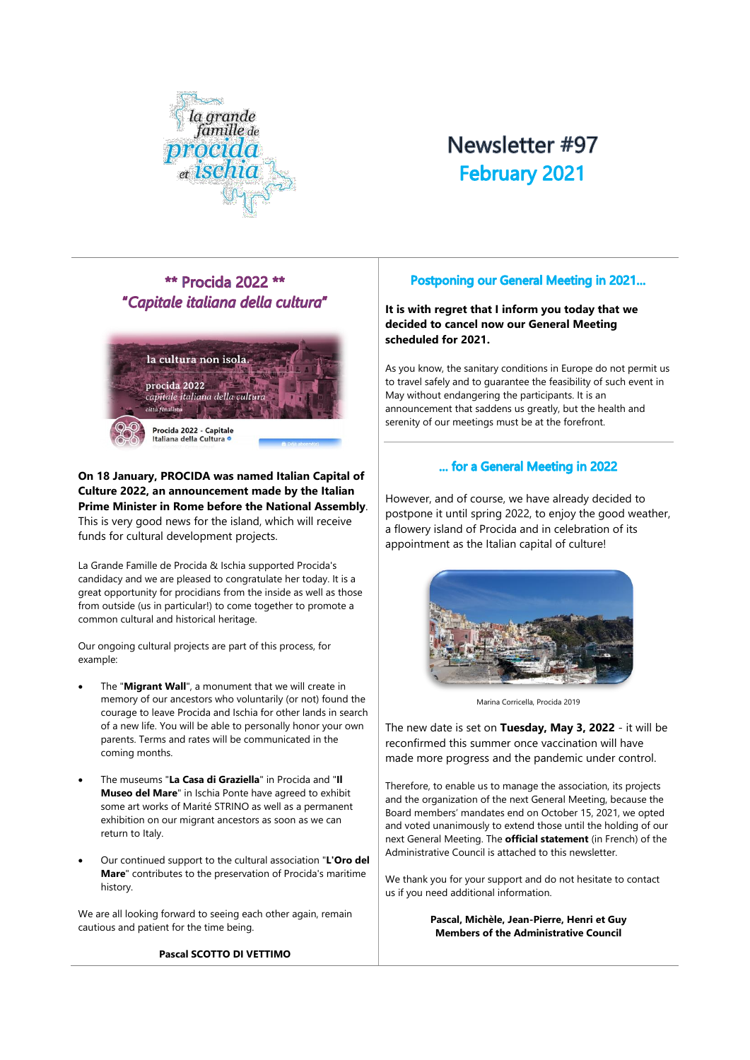# Newsletter #97
## February 2021

## ** Procida 2022 **
## *"Capitale italiana della cultura"*

**On 18 January, PROCIDA was named Italian Capital of Culture 2022, an announcement made by the Italian Prime Minister in Rome before the National Assembly**. This is very good news for the island, which will receive funds for cultural development projects.

La Grande Famille de Procida & Ischia supported Procida's candidacy and we are pleased to congratulate her today. It is a great opportunity for procidians from the inside as well as those from outside (us in particular!) to come together to promote a common cultural and historical heritage.

Our ongoing cultural projects are part of this process, for example:

- The "**Migrant Wall**", a monument that we will create in memory of our ancestors who voluntarily (or not) found the courage to leave Procida and Ischia for other lands in search of a new life. You will be able to personally honor your own parents. Terms and rates will be communicated in the coming months.
- The museums "**La Casa di Graziella**" in Procida and "**Il Museo del Mare**" in Ischia Ponte have agreed to exhibit some art works of Marité STRINO as well as a permanent exhibition on our migrant ancestors as soon as we can return to Italy.
- Our continued support to the cultural association "**L'Oro del Mare**" contributes to the preservation of Procida's maritime history.

We are all looking forward to seeing each other again, remain cautious and patient for the time being.

**Pascal SCOTTO DI VETTIMO**

## Postponing our General Meeting in 2021...

**It is with regret that I inform you today that we decided to cancel now our General Meeting scheduled for 2021.**

As you know, the sanitary conditions in Europe do not permit us to travel safely and to guarantee the feasibility of such event in May without endangering the participants. It is an announcement that saddens us greatly, but the health and serenity of our meetings must be at the forefront.

## ... for a General Meeting in 2022

However, and of course, we have already decided to postpone it until spring 2022, to enjoy the good weather, a flowery island of Procida and in celebration of its appointment as the Italian capital of culture!

Marina Corricella, Procida 2019

The new date is set on **Tuesday, May 3, 2022** - it will be reconfirmed this summer once vaccination will have made more progress and the pandemic under control.

Therefore, to enable us to manage the association, its projects and the organization of the next General Meeting, because the Board members' mandates end on October 15, 2021, we opted and voted unanimously to extend those until the holding of our next General Meeting. The **official statement** (in French) of the Administrative Council is attached to this newsletter.

We thank you for your support and do not hesitate to contact us if you need additional information.

**Pascal, Michèle, Jean-Pierre, Henri et Guy**
**Members of the Administrative Council**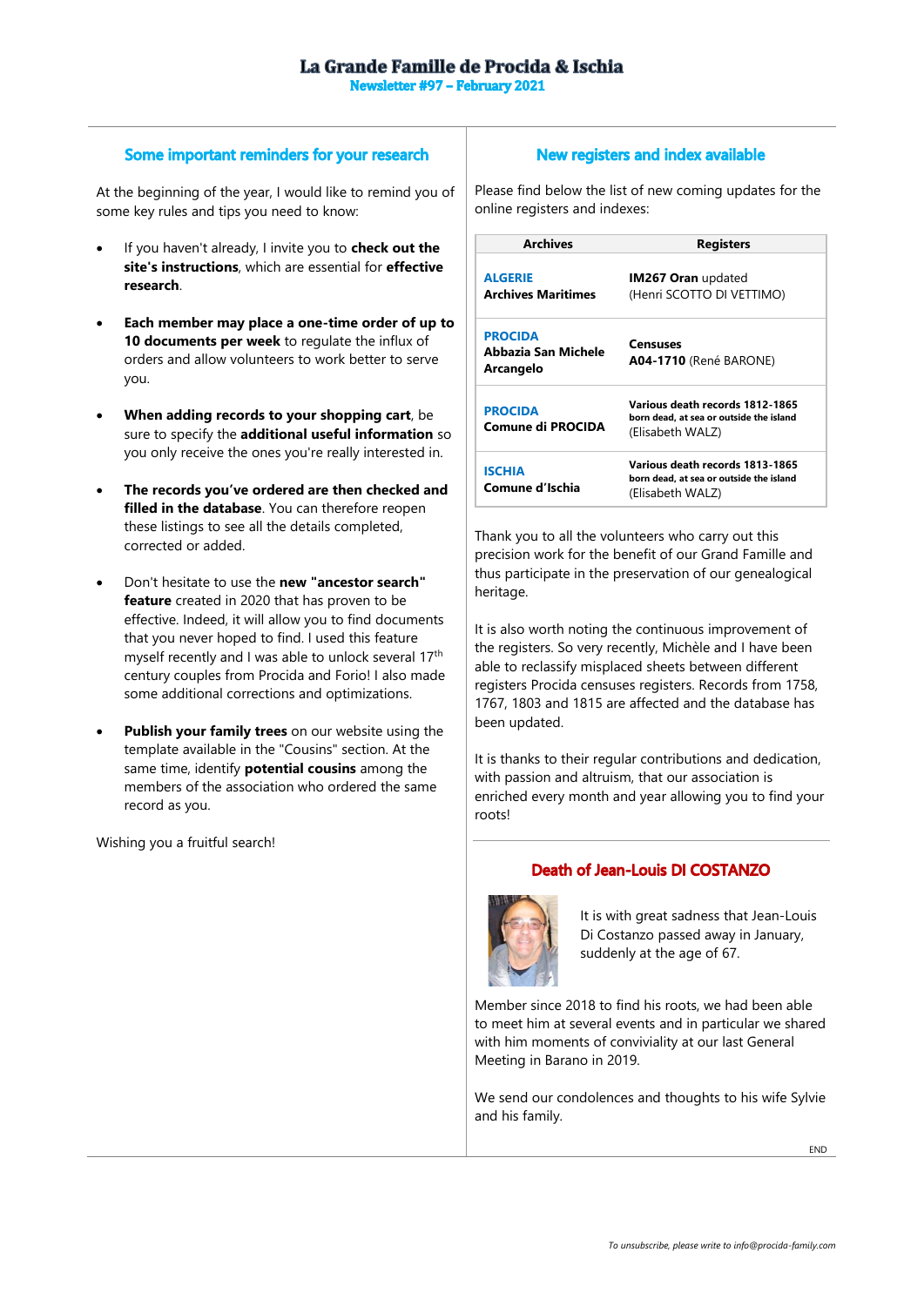# La Grande Famille de Procida & Ischia

**Newsletter #97 – February 2021**

## Some important reminders for your research

At the beginning of the year, I would like to remind you of some key rules and tips you need to know:

- If you haven't already, I invite you to **check out the site's instructions**, which are essential for **effective research**.
- **Each member may place a one-time order of up to 10 documents per week** to regulate the influx of orders and allow volunteers to work better to serve you.
- **When adding records to your shopping cart**, be sure to specify the **additional useful information** so you only receive the ones you're really interested in.
- **The records you've ordered are then checked and filled in the database**. You can therefore reopen these listings to see all the details completed, corrected or added.
- Don't hesitate to use the **new "ancestor search" feature** created in 2020 that has proven to be effective. Indeed, it will allow you to find documents that you never hoped to find. I used this feature myself recently and I was able to unlock several 17th century couples from Procida and Forio! I also made some additional corrections and optimizations.
- **Publish your family trees** on our website using the template available in the "Cousins" section. At the same time, identify **potential cousins** among the members of the association who ordered the same record as you.

Wishing you a fruitful search!

## New registers and index available

Please find below the list of new coming updates for the online registers and indexes:

| Archives | Registers |
|---|---|
| **ALGERIE** **Archives Maritimes** | **IM267 Oran** updated (Henri SCOTTO DI VETTIMO) |
| **PROCIDA** **Abbazia San Michele Arcangelo** | **Censuses** **A04-1710** (René BARONE) |
| **PROCIDA** **Comune di PROCIDA** | **Various death records 1812-1865** **born dead, at sea or outside the island** (Elisabeth WALZ) |
| **ISCHIA** **Comune d'Ischia** | **Various death records 1813-1865** **born dead, at sea or outside the island** (Elisabeth WALZ) |

Thank you to all the volunteers who carry out this precision work for the benefit of our Grand Famille and thus participate in the preservation of our genealogical heritage.

It is also worth noting the continuous improvement of the registers. So very recently, Michèle and I have been able to reclassify misplaced sheets between different registers Procida censuses registers. Records from 1758, 1767, 1803 and 1815 are affected and the database has been updated.

It is thanks to their regular contributions and dedication, with passion and altruism, that our association is enriched every month and year allowing you to find your roots!

## Death of Jean-Louis DI COSTANZO

It is with great sadness that Jean-Louis Di Costanzo passed away in January, suddenly at the age of 67.

Member since 2018 to find his roots, we had been able to meet him at several events and in particular we shared with him moments of conviviality at our last General Meeting in Barano in 2019.

We send our condolences and thoughts to his wife Sylvie and his family.

END

*To unsubscribe, please write to info@procida-family.com*